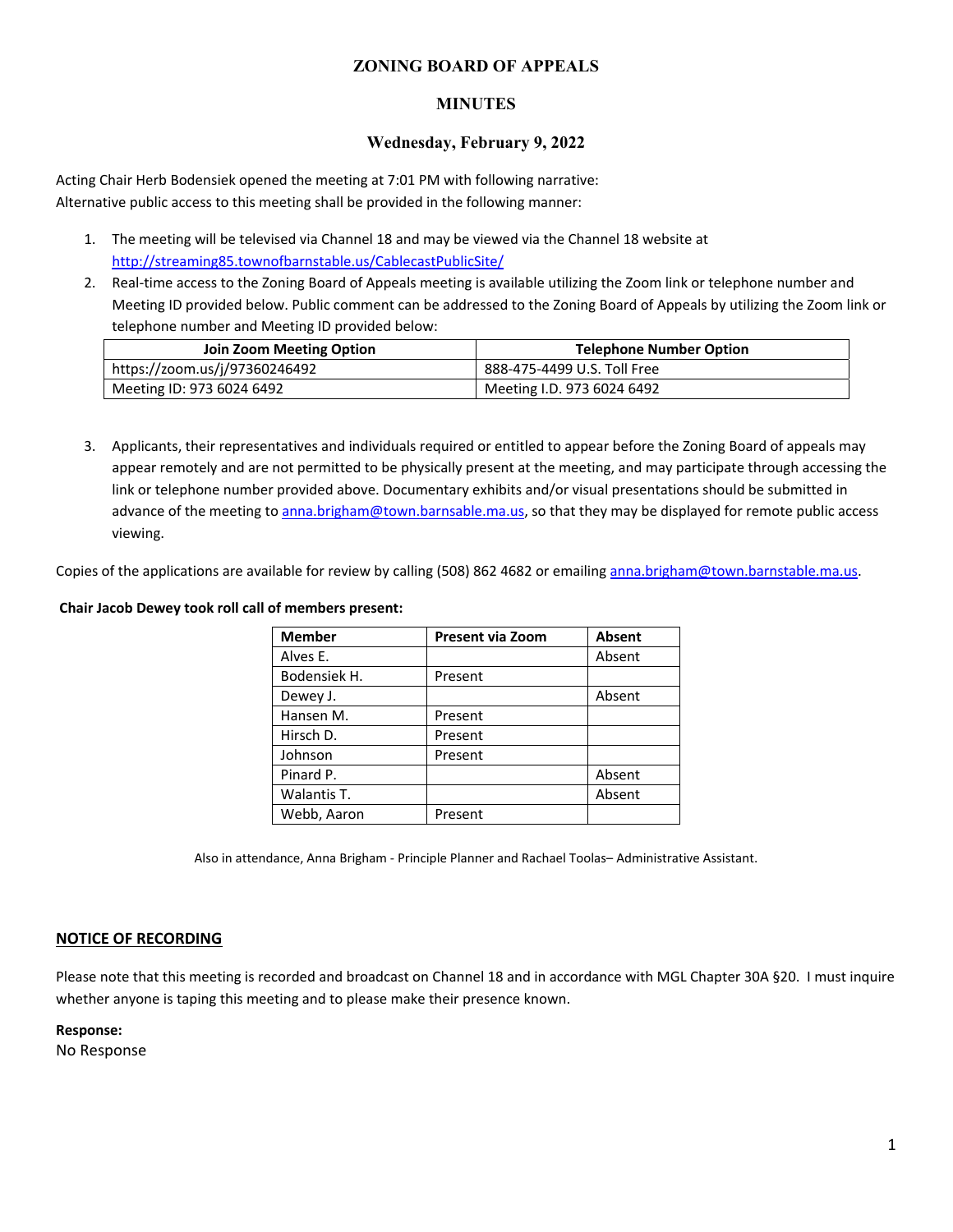# ZONING BOARD OF APPEALS

## MINUTES

### Wednesday, February 9, 2022

Acting Chair Herb Bodensiek opened the meeting at 7:01 PM with following narrative:
Alternative public access to this meeting shall be provided in the following manner:

1. The meeting will be televised via Channel 18 and may be viewed via the Channel 18 website at http://streaming85.townofbarnstable.us/CablecastPublicSite/
2. Real-time access to the Zoning Board of Appeals meeting is available utilizing the Zoom link or telephone number and Meeting ID provided below. Public comment can be addressed to the Zoning Board of Appeals by utilizing the Zoom link or telephone number and Meeting ID provided below:

| Join Zoom Meeting Option | Telephone Number Option |
|---|---|
| https://zoom.us/j/97360246492 | 888-475-4499 U.S. Toll Free |
| Meeting ID: 973 6024 6492 | Meeting I.D. 973 6024 6492 |

3. Applicants, their representatives and individuals required or entitled to appear before the Zoning Board of appeals may appear remotely and are not permitted to be physically present at the meeting, and may participate through accessing the link or telephone number provided above. Documentary exhibits and/or visual presentations should be submitted in advance of the meeting to anna.brigham@town.barnsable.ma.us, so that they may be displayed for remote public access viewing.

Copies of the applications are available for review by calling (508) 862 4682 or emailing anna.brigham@town.barnsable.ma.us.

**Chair Jacob Dewey took roll call of members present:**

| Member | Present via Zoom | Absent |
|---|---|---|
| Alves E. | | Absent |
| Bodensiek H. | Present | |
| Dewey J. | | Absent |
| Hansen M. | Present | |
| Hirsch D. | Present | |
| Johnson | Present | |
| Pinard P. | | Absent |
| Walantis T. | | Absent |
| Webb, Aaron | Present | |

Also in attendance, Anna Brigham - Principle Planner and Rachael Toolas– Administrative Assistant.

## NOTICE OF RECORDING

Please note that this meeting is recorded and broadcast on Channel 18 and in accordance with MGL Chapter 30A §20. I must inquire whether anyone is taping this meeting and to please make their presence known.

**Response:**
No Response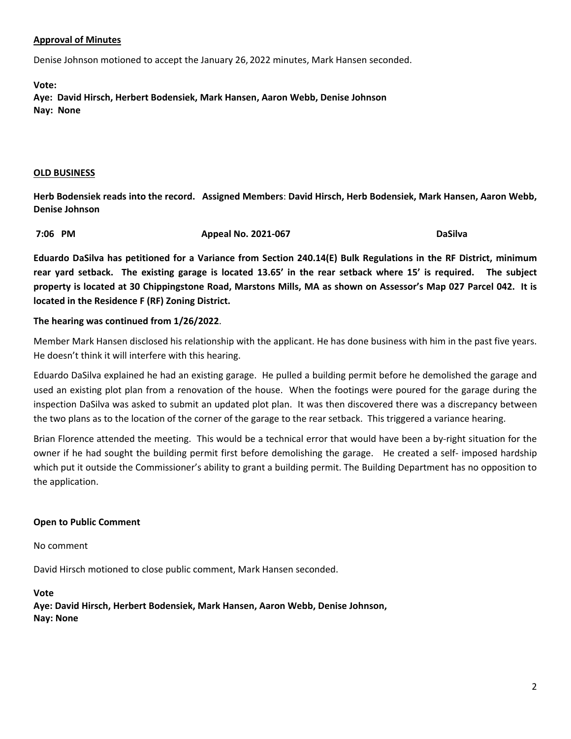**Approval of Minutes**

Denise Johnson motioned to accept the January 26, 2022 minutes, Mark Hansen seconded.

**Vote:**
**Aye: David Hirsch, Herbert Bodensiek, Mark Hansen, Aaron Webb, Denise Johnson**
**Nay: None**

**OLD BUSINESS**

**Herb Bodensiek reads into the record. Assigned Members: David Hirsch, Herb Bodensiek, Mark Hansen, Aaron Webb, Denise Johnson**

**7:06 PM Appeal No. 2021-067 DaSilva**

**Eduardo DaSilva has petitioned for a Variance from Section 240.14(E) Bulk Regulations in the RF District, minimum rear yard setback. The existing garage is located 13.65' in the rear setback where 15' is required. The subject property is located at 30 Chippingstone Road, Marstons Mills, MA as shown on Assessor's Map 027 Parcel 042. It is located in the Residence F (RF) Zoning District.**

**The hearing was continued from 1/26/2022**.

Member Mark Hansen disclosed his relationship with the applicant. He has done business with him in the past five years. He doesn't think it will interfere with this hearing.

Eduardo DaSilva explained he had an existing garage. He pulled a building permit before he demolished the garage and used an existing plot plan from a renovation of the house. When the footings were poured for the garage during the inspection DaSilva was asked to submit an updated plot plan. It was then discovered there was a discrepancy between the two plans as to the location of the corner of the garage to the rear setback. This triggered a variance hearing.

Brian Florence attended the meeting. This would be a technical error that would have been a by-right situation for the owner if he had sought the building permit first before demolishing the garage. He created a self- imposed hardship which put it outside the Commissioner's ability to grant a building permit. The Building Department has no opposition to the application.

**Open to Public Comment**

No comment

David Hirsch motioned to close public comment, Mark Hansen seconded.

**Vote**
**Aye: David Hirsch, Herbert Bodensiek, Mark Hansen, Aaron Webb, Denise Johnson,**
**Nay: None**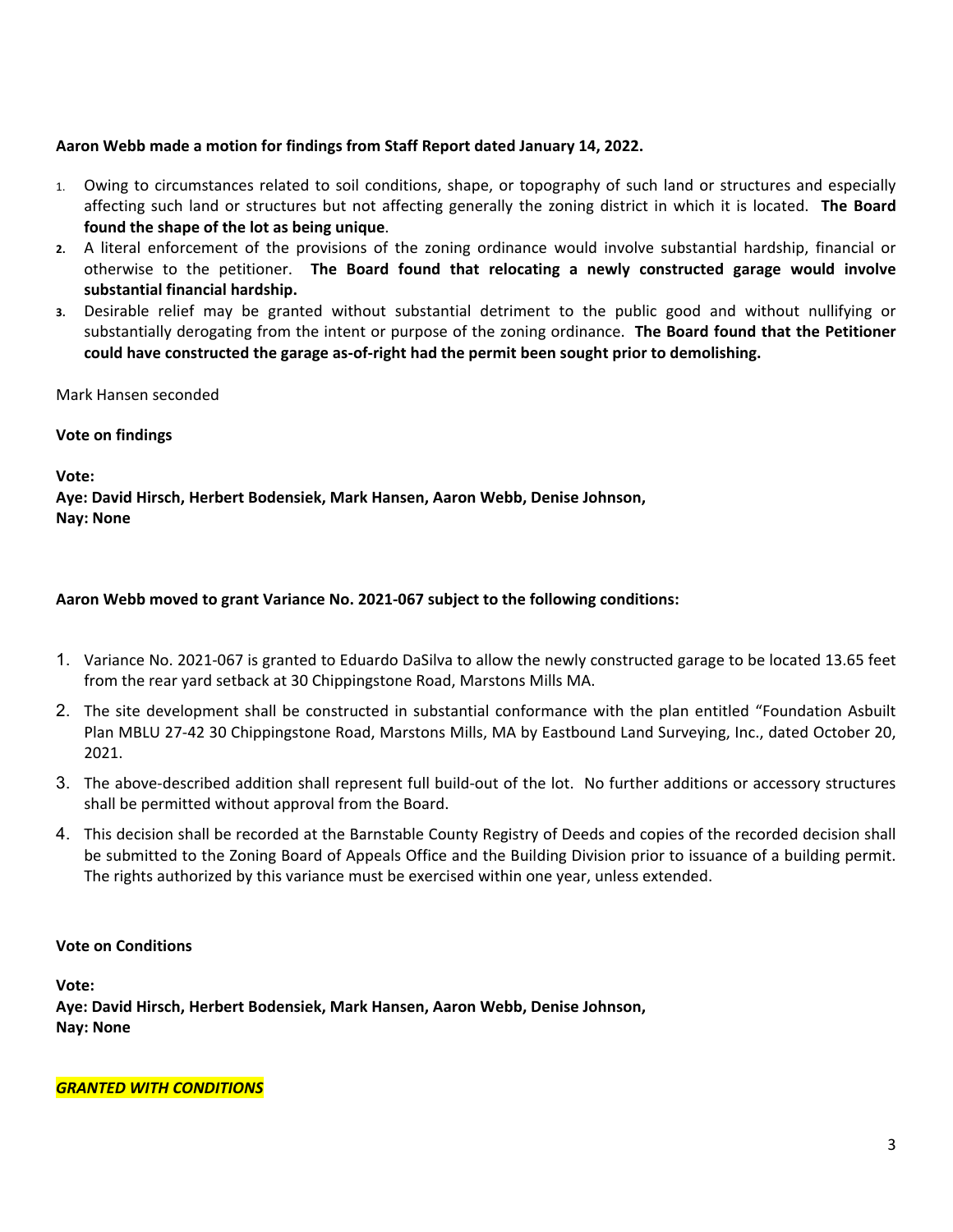**Aaron Webb made a motion for findings from Staff Report dated January 14, 2022.**

1. Owing to circumstances related to soil conditions, shape, or topography of such land or structures and especially affecting such land or structures but not affecting generally the zoning district in which it is located. **The Board found the shape of the lot as being unique**.
2. A literal enforcement of the provisions of the zoning ordinance would involve substantial hardship, financial or otherwise to the petitioner. **The Board found that relocating a newly constructed garage would involve substantial financial hardship.**
3. Desirable relief may be granted without substantial detriment to the public good and without nullifying or substantially derogating from the intent or purpose of the zoning ordinance. **The Board found that the Petitioner could have constructed the garage as-of-right had the permit been sought prior to demolishing.**

Mark Hansen seconded

**Vote on findings**

**Vote:**
**Aye: David Hirsch, Herbert Bodensiek, Mark Hansen, Aaron Webb, Denise Johnson,**
**Nay: None**

**Aaron Webb moved to grant Variance No. 2021-067 subject to the following conditions:**

1. Variance No. 2021-067 is granted to Eduardo DaSilva to allow the newly constructed garage to be located 13.65 feet from the rear yard setback at 30 Chippingstone Road, Marstons Mills MA.
2. The site development shall be constructed in substantial conformance with the plan entitled "Foundation Asbuilt Plan MBLU 27-42 30 Chippingstone Road, Marstons Mills, MA by Eastbound Land Surveying, Inc., dated October 20, 2021.
3. The above-described addition shall represent full build-out of the lot. No further additions or accessory structures shall be permitted without approval from the Board.
4. This decision shall be recorded at the Barnstable County Registry of Deeds and copies of the recorded decision shall be submitted to the Zoning Board of Appeals Office and the Building Division prior to issuance of a building permit. The rights authorized by this variance must be exercised within one year, unless extended.

**Vote on Conditions**

**Vote:**
**Aye: David Hirsch, Herbert Bodensiek, Mark Hansen, Aaron Webb, Denise Johnson,**
**Nay: None**

***GRANTED WITH CONDITIONS***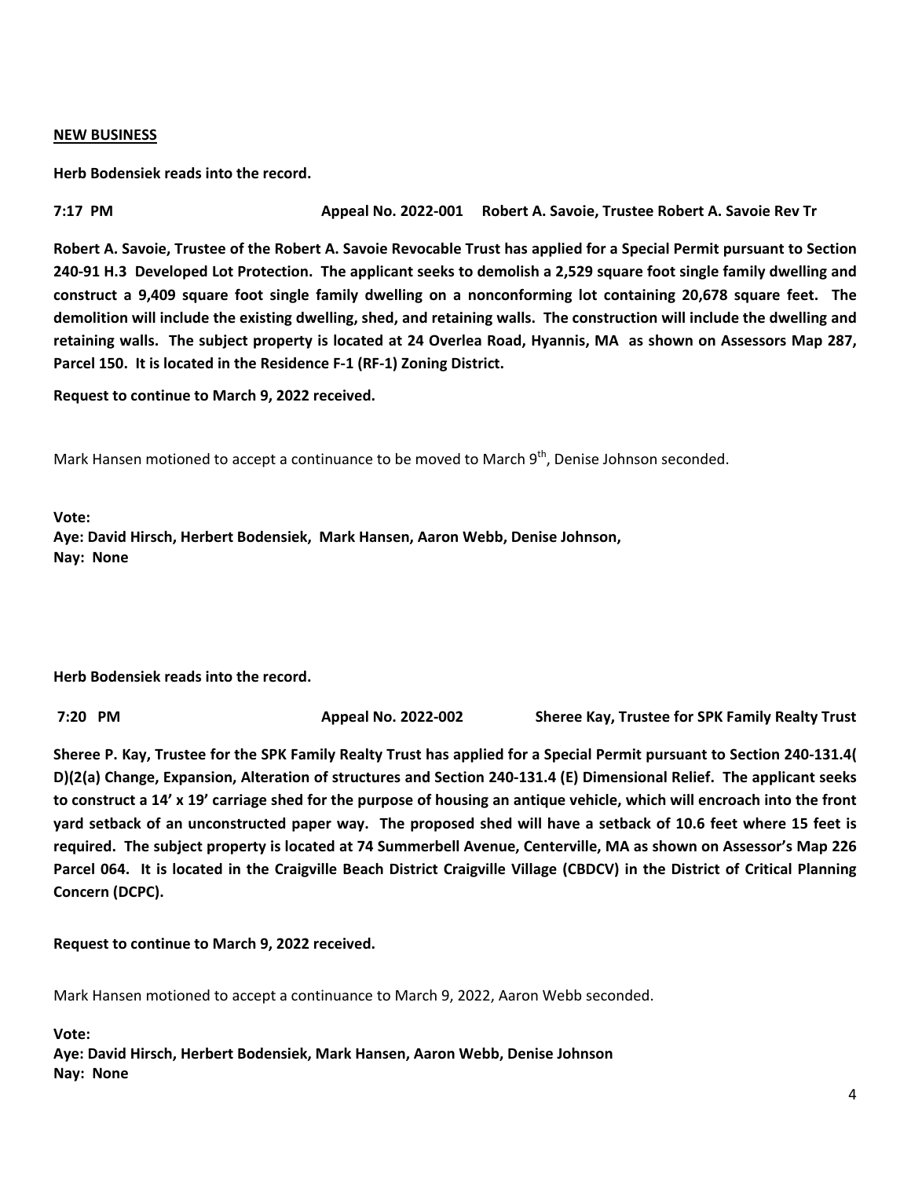**NEW BUSINESS**

**Herb Bodensiek reads into the record.**

**7:17 PM Appeal No. 2022-001 Robert A. Savoie, Trustee Robert A. Savoie Rev Tr**

**Robert A. Savoie, Trustee of the Robert A. Savoie Revocable Trust has applied for a Special Permit pursuant to Section 240-91 H.3 Developed Lot Protection. The applicant seeks to demolish a 2,529 square foot single family dwelling and construct a 9,409 square foot single family dwelling on a nonconforming lot containing 20,678 square feet. The demolition will include the existing dwelling, shed, and retaining walls. The construction will include the dwelling and retaining walls. The subject property is located at 24 Overlea Road, Hyannis, MA as shown on Assessors Map 287, Parcel 150. It is located in the Residence F-1 (RF-1) Zoning District.**

**Request to continue to March 9, 2022 received.**

Mark Hansen motioned to accept a continuance to be moved to March 9th, Denise Johnson seconded.

**Vote:**
**Aye: David Hirsch, Herbert Bodensiek, Mark Hansen, Aaron Webb, Denise Johnson,**
**Nay: None**

**Herb Bodensiek reads into the record.**

**7:20 PM Appeal No. 2022-002 Sheree Kay, Trustee for SPK Family Realty Trust**

**Sheree P. Kay, Trustee for the SPK Family Realty Trust has applied for a Special Permit pursuant to Section 240-131.4( D)(2(a) Change, Expansion, Alteration of structures and Section 240-131.4 (E) Dimensional Relief. The applicant seeks to construct a 14' x 19' carriage shed for the purpose of housing an antique vehicle, which will encroach into the front yard setback of an unconstructed paper way. The proposed shed will have a setback of 10.6 feet where 15 feet is required. The subject property is located at 74 Summerbell Avenue, Centerville, MA as shown on Assessor's Map 226 Parcel 064. It is located in the Craigville Beach District Craigville Village (CBDCV) in the District of Critical Planning Concern (DCPC).**

**Request to continue to March 9, 2022 received.**

Mark Hansen motioned to accept a continuance to March 9, 2022, Aaron Webb seconded.

**Vote:**
**Aye: David Hirsch, Herbert Bodensiek, Mark Hansen, Aaron Webb, Denise Johnson**
**Nay: None**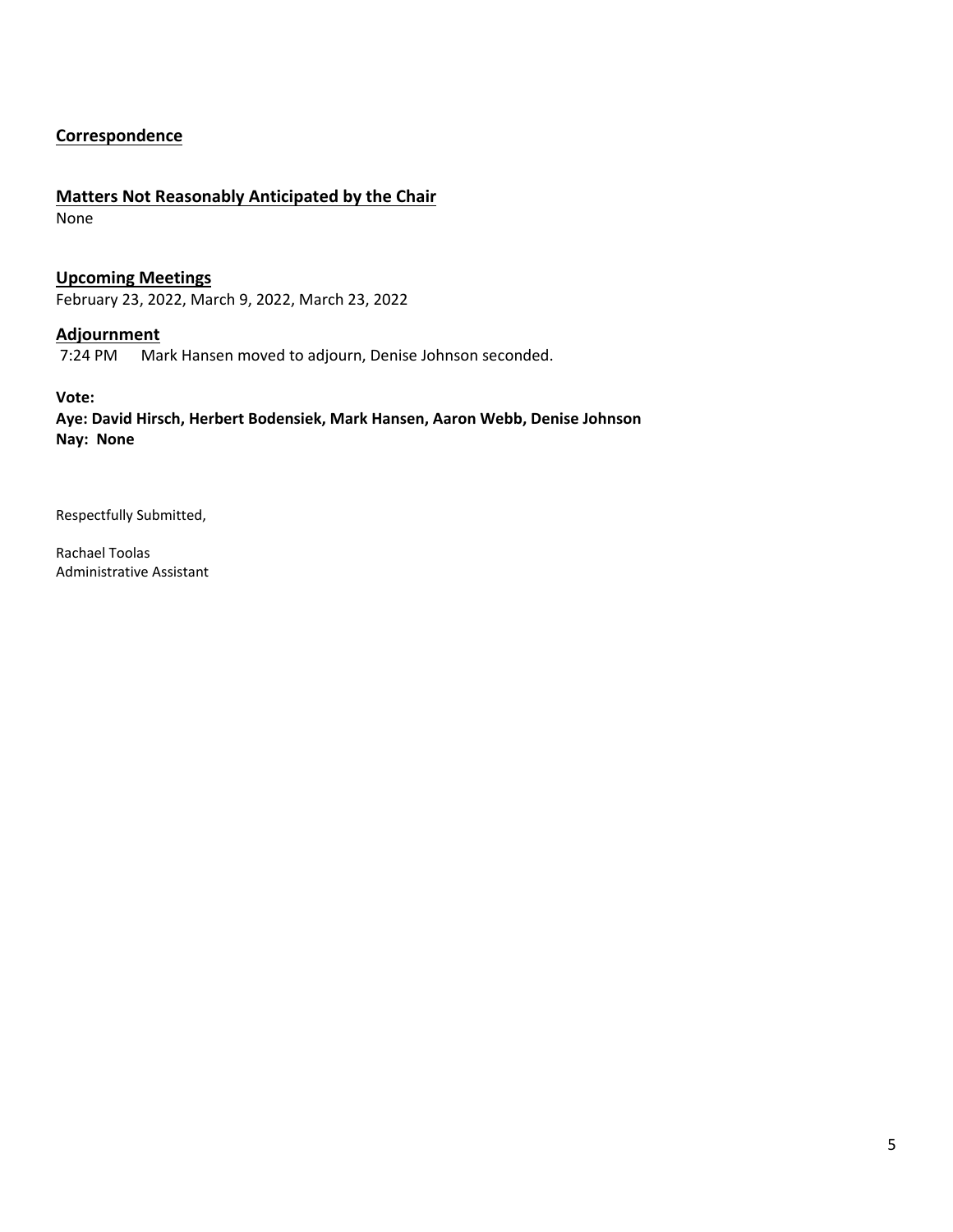## Correspondence

## Matters Not Reasonably Anticipated by the Chair

None

## Upcoming Meetings

February 23, 2022, March 9, 2022, March 23, 2022

## Adjournment

7:24 PM Mark Hansen moved to adjourn, Denise Johnson seconded.

**Vote:**

**Aye: David Hirsch, Herbert Bodensiek, Mark Hansen, Aaron Webb, Denise Johnson**
**Nay: None**

Respectfully Submitted,

Rachael Toolas
Administrative Assistant